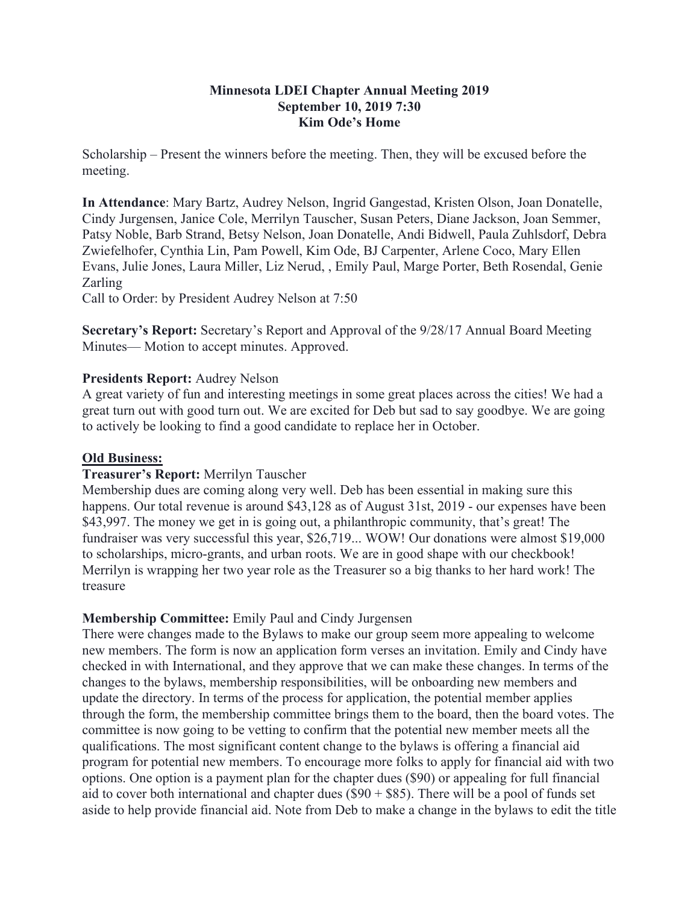**Minnesota LDEI Chapter Annual Meeting 2019**
**September 10, 2019 7:30**
**Kim Ode's Home**

Scholarship – Present the winners before the meeting. Then, they will be excused before the meeting.

**In Attendance**: Mary Bartz, Audrey Nelson, Ingrid Gangestad, Kristen Olson, Joan Donatelle, Cindy Jurgensen, Janice Cole, Merrilyn Tauscher, Susan Peters, Diane Jackson, Joan Semmer, Patsy Noble, Barb Strand, Betsy Nelson, Joan Donatelle, Andi Bidwell, Paula Zuhlsdorf, Debra Zwiefelhofer, Cynthia Lin, Pam Powell, Kim Ode, BJ Carpenter, Arlene Coco, Mary Ellen Evans, Julie Jones, Laura Miller, Liz Nerud, , Emily Paul, Marge Porter, Beth Rosendal, Genie Zarling

Call to Order: by President Audrey Nelson at 7:50

**Secretary's Report:** Secretary's Report and Approval of the 9/28/17 Annual Board Meeting Minutes— Motion to accept minutes. Approved.

**Presidents Report:** Audrey Nelson

A great variety of fun and interesting meetings in some great places across the cities! We had a great turn out with good turn out. We are excited for Deb but sad to say goodbye. We are going to actively be looking to find a good candidate to replace her in October.

**Old Business:**

**Treasurer's Report:** Merrilyn Tauscher

Membership dues are coming along very well. Deb has been essential in making sure this happens. Our total revenue is around $43,128 as of August 31st, 2019 - our expenses have been $43,997. The money we get in is going out, a philanthropic community, that's great! The fundraiser was very successful this year, $26,719... WOW! Our donations were almost $19,000 to scholarships, micro-grants, and urban roots. We are in good shape with our checkbook! Merrilyn is wrapping her two year role as the Treasurer so a big thanks to her hard work! The treasure

**Membership Committee:** Emily Paul and Cindy Jurgensen

There were changes made to the Bylaws to make our group seem more appealing to welcome new members. The form is now an application form verses an invitation. Emily and Cindy have checked in with International, and they approve that we can make these changes. In terms of the changes to the bylaws, membership responsibilities, will be onboarding new members and update the directory. In terms of the process for application, the potential member applies through the form, the membership committee brings them to the board, then the board votes. The committee is now going to be vetting to confirm that the potential new member meets all the qualifications. The most significant content change to the bylaws is offering a financial aid program for potential new members. To encourage more folks to apply for financial aid with two options. One option is a payment plan for the chapter dues ($90) or appealing for full financial aid to cover both international and chapter dues ($90 + $85). There will be a pool of funds set aside to help provide financial aid. Note from Deb to make a change in the bylaws to edit the title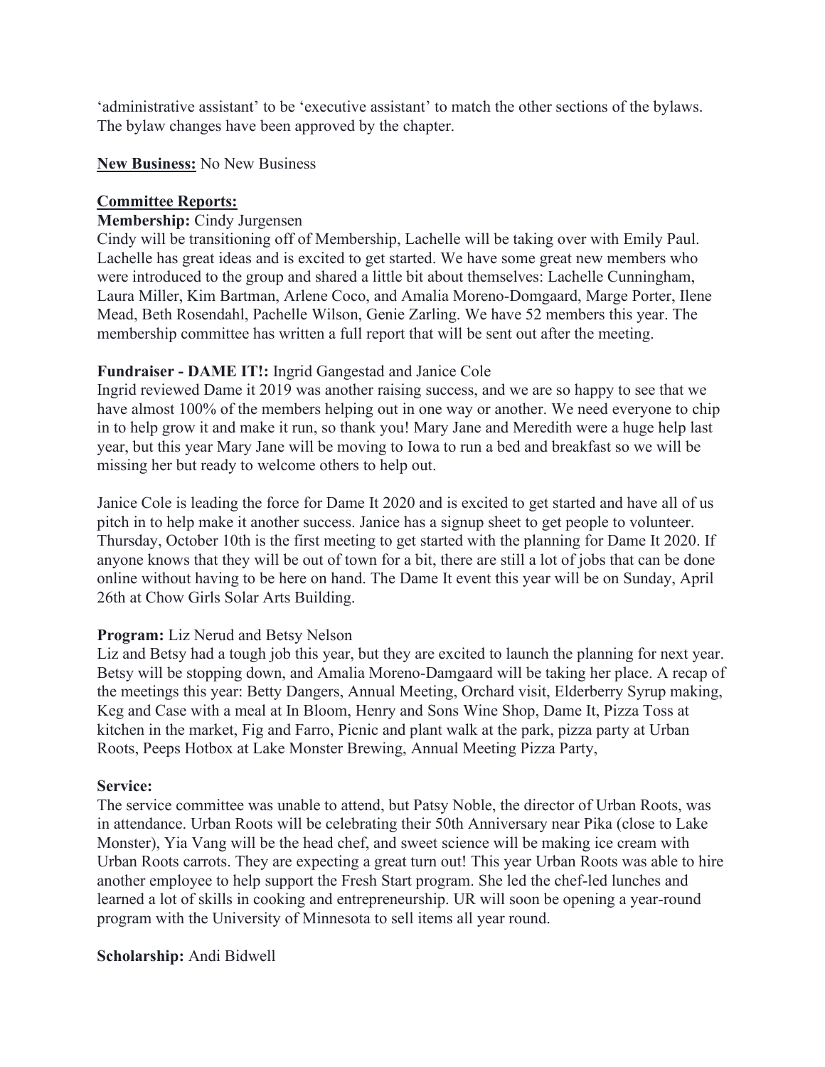'administrative assistant' to be 'executive assistant' to match the other sections of the bylaws. The bylaw changes have been approved by the chapter.

**New Business:** No New Business

**Committee Reports:**

**Membership:** Cindy Jurgensen

Cindy will be transitioning off of Membership, Lachelle will be taking over with Emily Paul. Lachelle has great ideas and is excited to get started. We have some great new members who were introduced to the group and shared a little bit about themselves: Lachelle Cunningham, Laura Miller, Kim Bartman, Arlene Coco, and Amalia Moreno-Domgaard, Marge Porter, Ilene Mead, Beth Rosendahl, Pachelle Wilson, Genie Zarling. We have 52 members this year. The membership committee has written a full report that will be sent out after the meeting.

**Fundraiser - DAME IT!:** Ingrid Gangestad and Janice Cole

Ingrid reviewed Dame it 2019 was another raising success, and we are so happy to see that we have almost 100% of the members helping out in one way or another. We need everyone to chip in to help grow it and make it run, so thank you! Mary Jane and Meredith were a huge help last year, but this year Mary Jane will be moving to Iowa to run a bed and breakfast so we will be missing her but ready to welcome others to help out.

Janice Cole is leading the force for Dame It 2020 and is excited to get started and have all of us pitch in to help make it another success. Janice has a signup sheet to get people to volunteer. Thursday, October 10th is the first meeting to get started with the planning for Dame It 2020. If anyone knows that they will be out of town for a bit, there are still a lot of jobs that can be done online without having to be here on hand. The Dame It event this year will be on Sunday, April 26th at Chow Girls Solar Arts Building.

**Program:** Liz Nerud and Betsy Nelson

Liz and Betsy had a tough job this year, but they are excited to launch the planning for next year. Betsy will be stopping down, and Amalia Moreno-Damgaard will be taking her place. A recap of the meetings this year: Betty Dangers, Annual Meeting, Orchard visit, Elderberry Syrup making, Keg and Case with a meal at In Bloom, Henry and Sons Wine Shop, Dame It, Pizza Toss at kitchen in the market, Fig and Farro, Picnic and plant walk at the park, pizza party at Urban Roots, Peeps Hotbox at Lake Monster Brewing, Annual Meeting Pizza Party,

**Service:**

The service committee was unable to attend, but Patsy Noble, the director of Urban Roots, was in attendance. Urban Roots will be celebrating their 50th Anniversary near Pika (close to Lake Monster), Yia Vang will be the head chef, and sweet science will be making ice cream with Urban Roots carrots. They are expecting a great turn out! This year Urban Roots was able to hire another employee to help support the Fresh Start program. She led the chef-led lunches and learned a lot of skills in cooking and entrepreneurship. UR will soon be opening a year-round program with the University of Minnesota to sell items all year round.

**Scholarship:** Andi Bidwell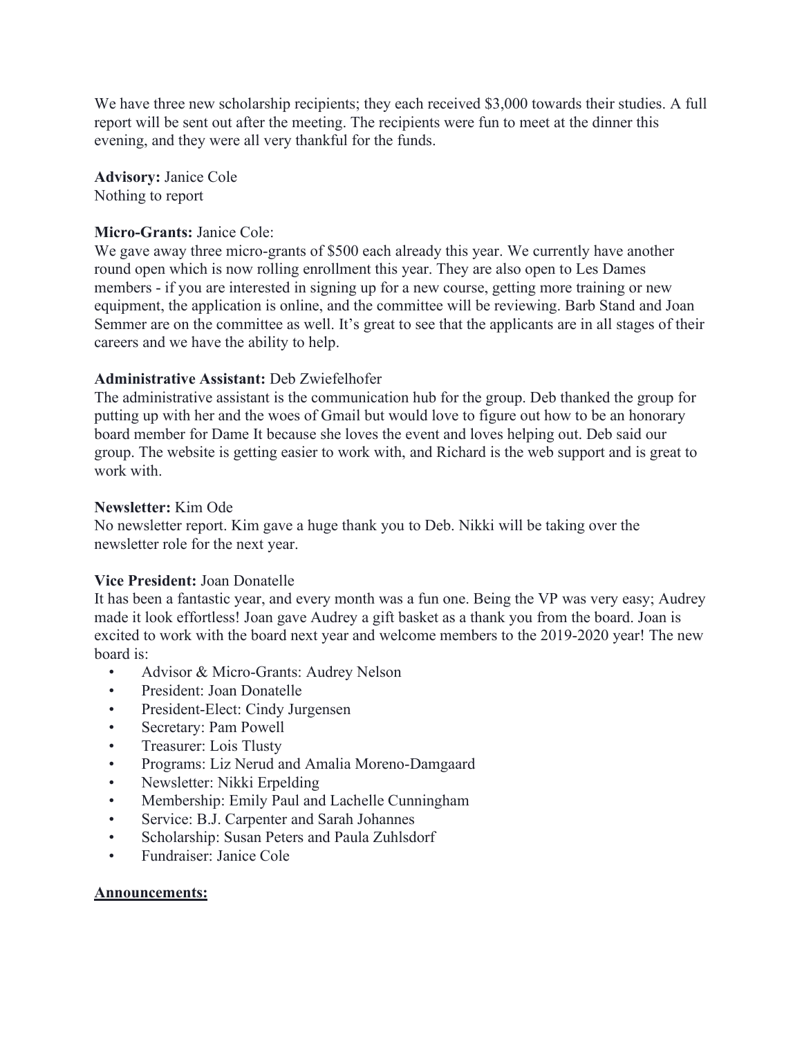We have three new scholarship recipients; they each received $3,000 towards their studies. A full report will be sent out after the meeting. The recipients were fun to meet at the dinner this evening, and they were all very thankful for the funds.

**Advisory:** Janice Cole
Nothing to report

**Micro-Grants:** Janice Cole:
We gave away three micro-grants of $500 each already this year. We currently have another round open which is now rolling enrollment this year. They are also open to Les Dames members - if you are interested in signing up for a new course, getting more training or new equipment, the application is online, and the committee will be reviewing. Barb Stand and Joan Semmer are on the committee as well. It's great to see that the applicants are in all stages of their careers and we have the ability to help.

**Administrative Assistant:** Deb Zwiefelhofer
The administrative assistant is the communication hub for the group. Deb thanked the group for putting up with her and the woes of Gmail but would love to figure out how to be an honorary board member for Dame It because she loves the event and loves helping out. Deb said our group. The website is getting easier to work with, and Richard is the web support and is great to work with.

**Newsletter:** Kim Ode
No newsletter report. Kim gave a huge thank you to Deb. Nikki will be taking over the newsletter role for the next year.

**Vice President:** Joan Donatelle
It has been a fantastic year, and every month was a fun one. Being the VP was very easy; Audrey made it look effortless! Joan gave Audrey a gift basket as a thank you from the board. Joan is excited to work with the board next year and welcome members to the 2019-2020 year! The new board is:

- Advisor & Micro-Grants: Audrey Nelson
- President: Joan Donatelle
- President-Elect: Cindy Jurgensen
- Secretary: Pam Powell
- Treasurer: Lois Tlusty
- Programs: Liz Nerud and Amalia Moreno-Damgaard
- Newsletter: Nikki Erpelding
- Membership: Emily Paul and Lachelle Cunningham
- Service: B.J. Carpenter and Sarah Johannes
- Scholarship: Susan Peters and Paula Zuhlsdorf
- Fundraiser: Janice Cole

**Announcements:**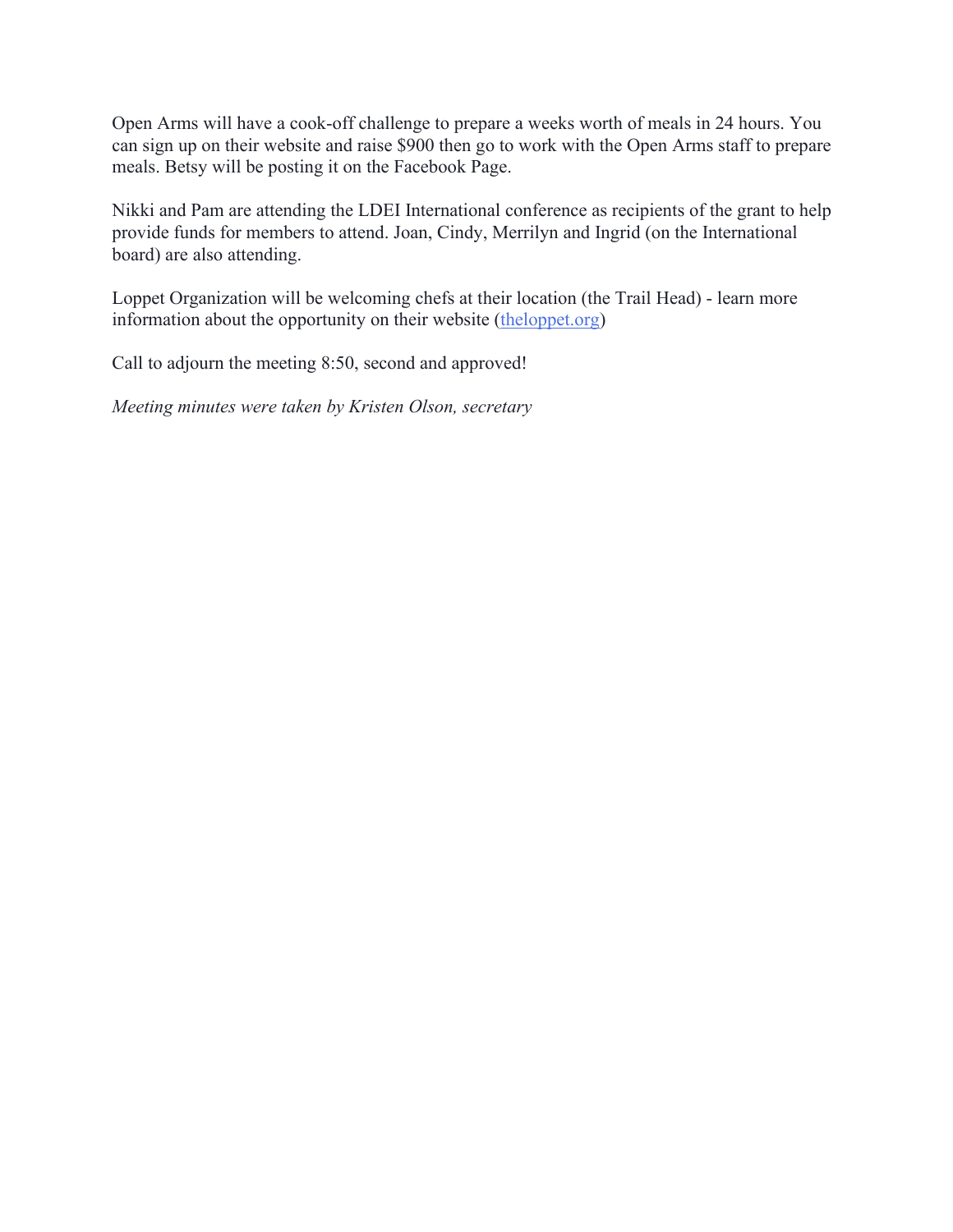Open Arms will have a cook-off challenge to prepare a weeks worth of meals in 24 hours. You can sign up on their website and raise $900 then go to work with the Open Arms staff to prepare meals. Betsy will be posting it on the Facebook Page.

Nikki and Pam are attending the LDEI International conference as recipients of the grant to help provide funds for members to attend. Joan, Cindy, Merrilyn and Ingrid (on the International board) are also attending.

Loppet Organization will be welcoming chefs at their location (the Trail Head) - learn more information about the opportunity on their website (theloppet.org)

Call to adjourn the meeting 8:50, second and approved!

*Meeting minutes were taken by Kristen Olson, secretary*